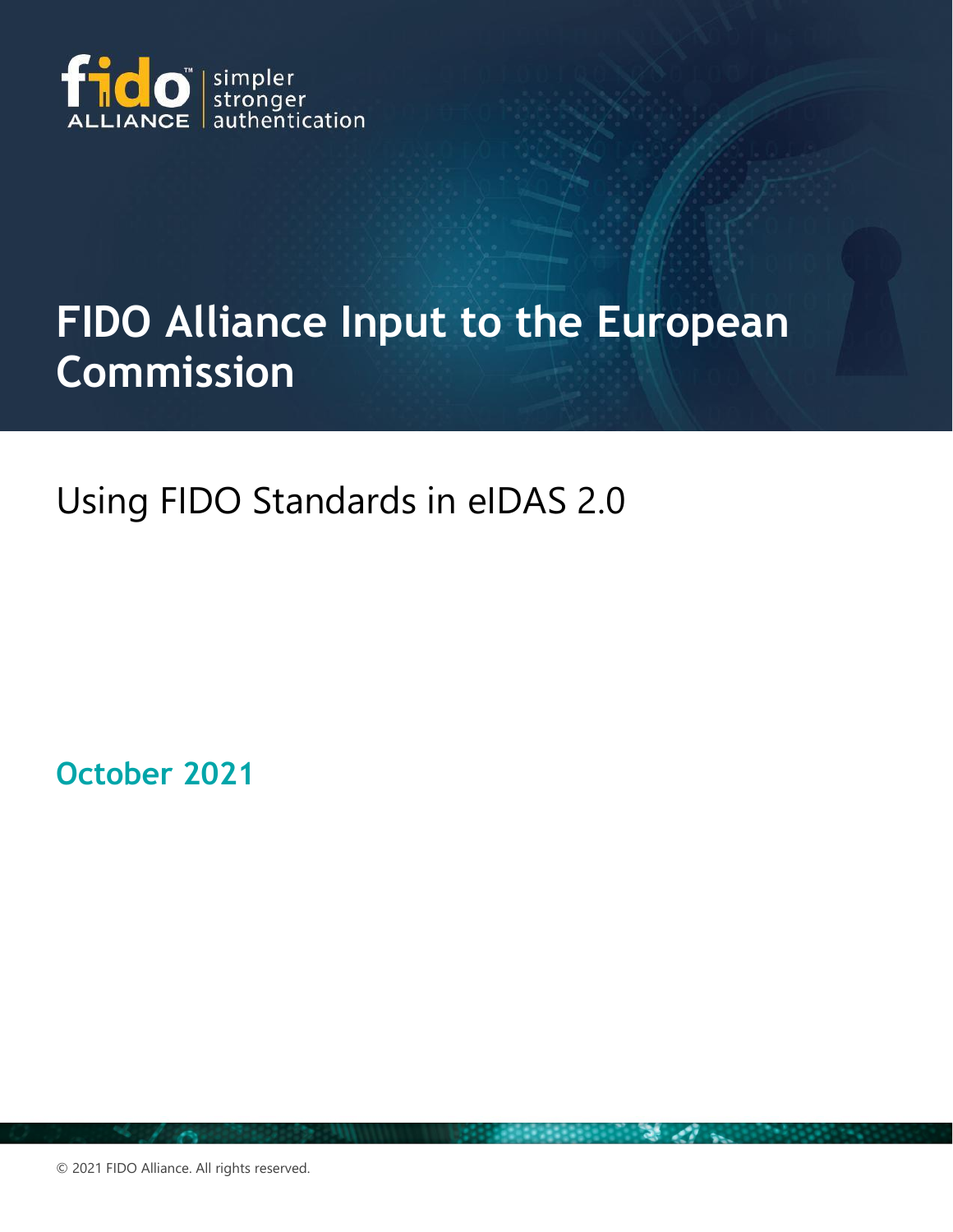fido ALLIANCE simpler stronger authentication

# FIDO Alliance Input to the European Commission

## Using FIDO Standards in eIDAS 2.0

**October 2021**

© 2021 FIDO Alliance. All rights reserved.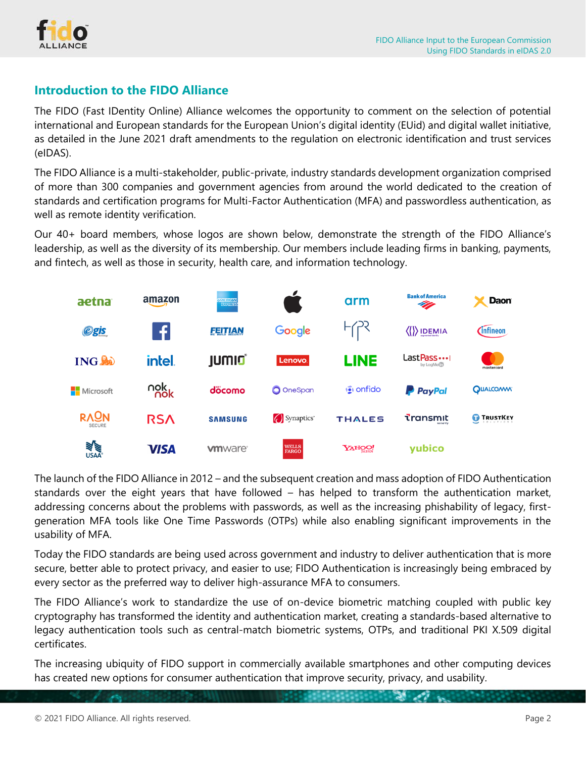## Introduction to the FIDO Alliance

The FIDO (Fast IDentity Online) Alliance welcomes the opportunity to comment on the selection of potential international and European standards for the European Union's digital identity (EUid) and digital wallet initiative, as detailed in the June 2021 draft amendments to the regulation on electronic identification and trust services (eIDAS).

The FIDO Alliance is a multi-stakeholder, public-private, industry standards development organization comprised of more than 300 companies and government agencies from around the world dedicated to the creation of standards and certification programs for Multi-Factor Authentication (MFA) and passwordless authentication, as well as remote identity verification.

Our 40+ board members, whose logos are shown below, demonstrate the strength of the FIDO Alliance's leadership, as well as the diversity of its membership. Our members include leading firms in banking, payments, and fintech, as well as those in security, health care, and information technology.

The launch of the FIDO Alliance in 2012 – and the subsequent creation and mass adoption of FIDO Authentication standards over the eight years that have followed – has helped to transform the authentication market, addressing concerns about the problems with passwords, as well as the increasing phishability of legacy, first-generation MFA tools like One Time Passwords (OTPs) while also enabling significant improvements in the usability of MFA.

Today the FIDO standards are being used across government and industry to deliver authentication that is more secure, better able to protect privacy, and easier to use; FIDO Authentication is increasingly being embraced by every sector as the preferred way to deliver high-assurance MFA to consumers.

The FIDO Alliance's work to standardize the use of on-device biometric matching coupled with public key cryptography has transformed the identity and authentication market, creating a standards-based alternative to legacy authentication tools such as central-match biometric systems, OTPs, and traditional PKI X.509 digital certificates.

The increasing ubiquity of FIDO support in commercially available smartphones and other computing devices has created new options for consumer authentication that improve security, privacy, and usability.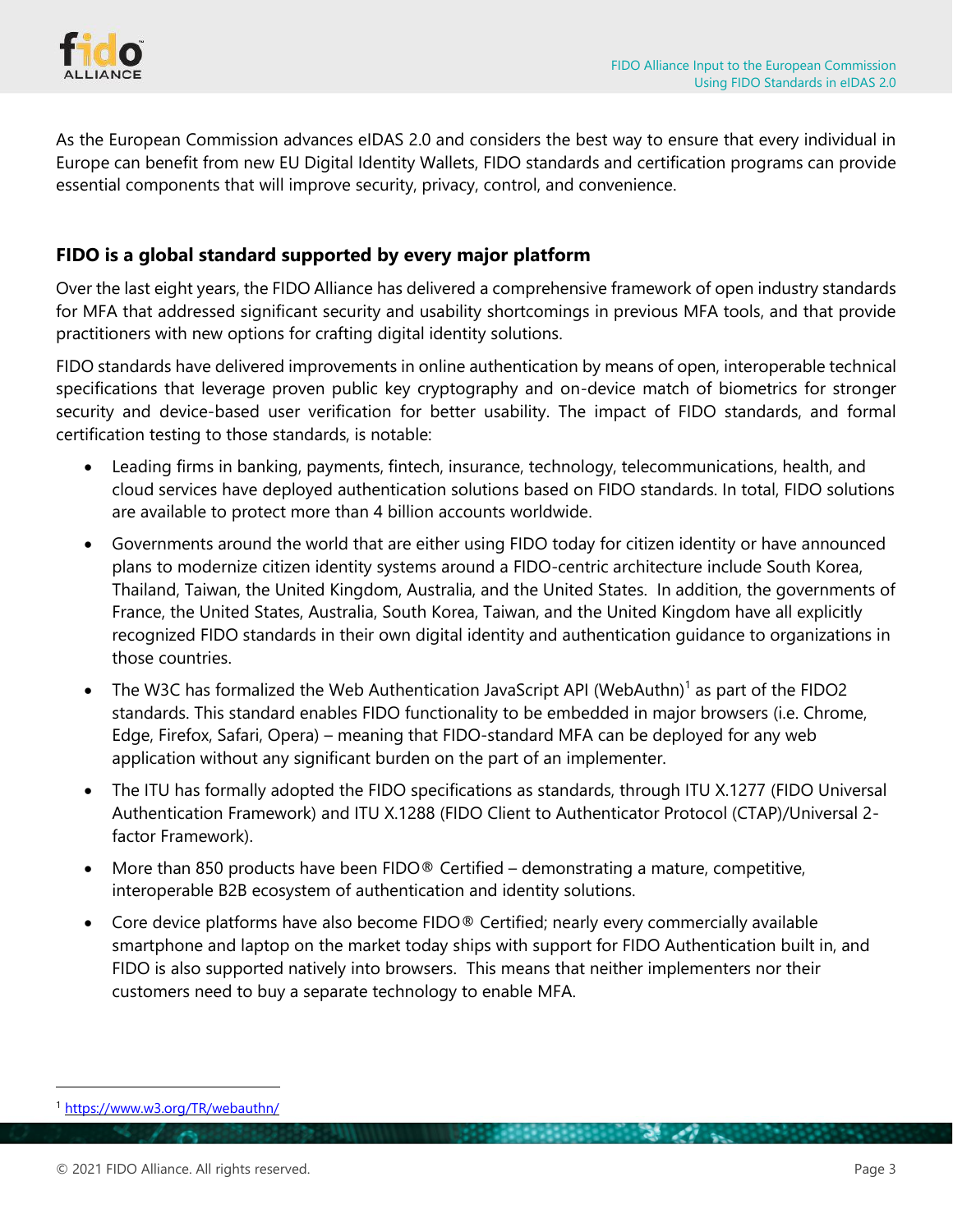As the European Commission advances eIDAS 2.0 and considers the best way to ensure that every individual in Europe can benefit from new EU Digital Identity Wallets, FIDO standards and certification programs can provide essential components that will improve security, privacy, control, and convenience.

## FIDO is a global standard supported by every major platform

Over the last eight years, the FIDO Alliance has delivered a comprehensive framework of open industry standards for MFA that addressed significant security and usability shortcomings in previous MFA tools, and that provide practitioners with new options for crafting digital identity solutions.

FIDO standards have delivered improvements in online authentication by means of open, interoperable technical specifications that leverage proven public key cryptography and on-device match of biometrics for stronger security and device-based user verification for better usability. The impact of FIDO standards, and formal certification testing to those standards, is notable:

- Leading firms in banking, payments, fintech, insurance, technology, telecommunications, health, and cloud services have deployed authentication solutions based on FIDO standards. In total, FIDO solutions are available to protect more than 4 billion accounts worldwide.
- Governments around the world that are either using FIDO today for citizen identity or have announced plans to modernize citizen identity systems around a FIDO-centric architecture include South Korea, Thailand, Taiwan, the United Kingdom, Australia, and the United States. In addition, the governments of France, the United States, Australia, South Korea, Taiwan, and the United Kingdom have all explicitly recognized FIDO standards in their own digital identity and authentication guidance to organizations in those countries.
- The W3C has formalized the Web Authentication JavaScript API (WebAuthn)[1] as part of the FIDO2 standards. This standard enables FIDO functionality to be embedded in major browsers (i.e. Chrome, Edge, Firefox, Safari, Opera) – meaning that FIDO-standard MFA can be deployed for any web application without any significant burden on the part of an implementer.
- The ITU has formally adopted the FIDO specifications as standards, through ITU X.1277 (FIDO Universal Authentication Framework) and ITU X.1288 (FIDO Client to Authenticator Protocol (CTAP)/Universal 2-factor Framework).
- More than 850 products have been FIDO® Certified – demonstrating a mature, competitive, interoperable B2B ecosystem of authentication and identity solutions.
- Core device platforms have also become FIDO® Certified; nearly every commercially available smartphone and laptop on the market today ships with support for FIDO Authentication built in, and FIDO is also supported natively into browsers. This means that neither implementers nor their customers need to buy a separate technology to enable MFA.

[1] https://www.w3.org/TR/webauthn/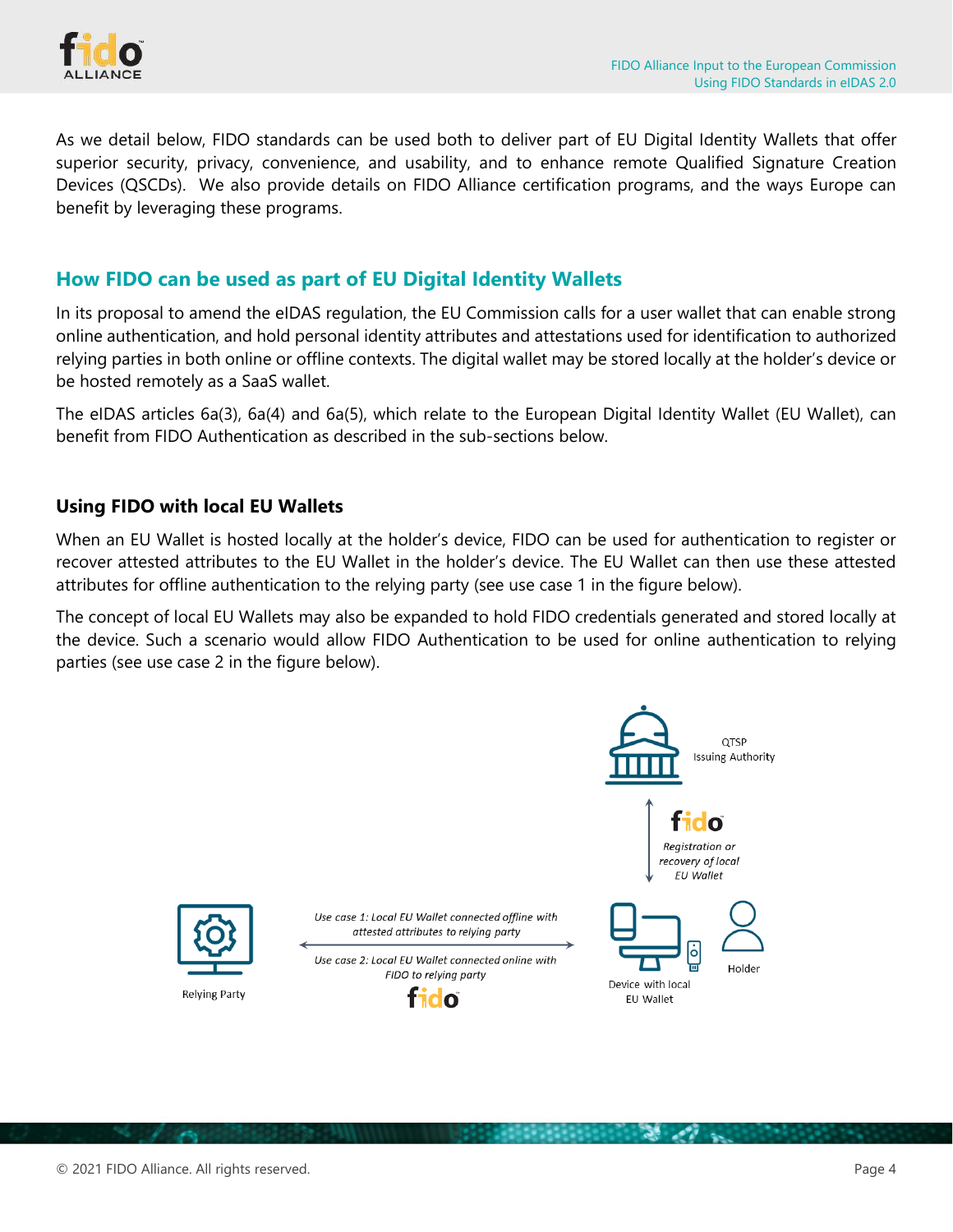As we detail below, FIDO standards can be used both to deliver part of EU Digital Identity Wallets that offer superior security, privacy, convenience, and usability, and to enhance remote Qualified Signature Creation Devices (QSCDs). We also provide details on FIDO Alliance certification programs, and the ways Europe can benefit by leveraging these programs.

## How FIDO can be used as part of EU Digital Identity Wallets

In its proposal to amend the eIDAS regulation, the EU Commission calls for a user wallet that can enable strong online authentication, and hold personal identity attributes and attestations used for identification to authorized relying parties in both online or offline contexts. The digital wallet may be stored locally at the holder's device or be hosted remotely as a SaaS wallet.

The eIDAS articles 6a(3), 6a(4) and 6a(5), which relate to the European Digital Identity Wallet (EU Wallet), can benefit from FIDO Authentication as described in the sub-sections below.

### Using FIDO with local EU Wallets

When an EU Wallet is hosted locally at the holder's device, FIDO can be used for authentication to register or recover attested attributes to the EU Wallet in the holder's device. The EU Wallet can then use these attested attributes for offline authentication to the relying party (see use case 1 in the figure below).

The concept of local EU Wallets may also be expanded to hold FIDO credentials generated and stored locally at the device. Such a scenario would allow FIDO Authentication to be used for online authentication to relying parties (see use case 2 in the figure below).

QTSP
Issuing Authority

fido
*Registration or recovery of local EU Wallet*

Relying Party

*Use case 1: Local EU Wallet connected offline with attested attributes to relying party*

*Use case 2: Local EU Wallet connected online with FIDO to relying party*

fido

Device with local EU Wallet

Holder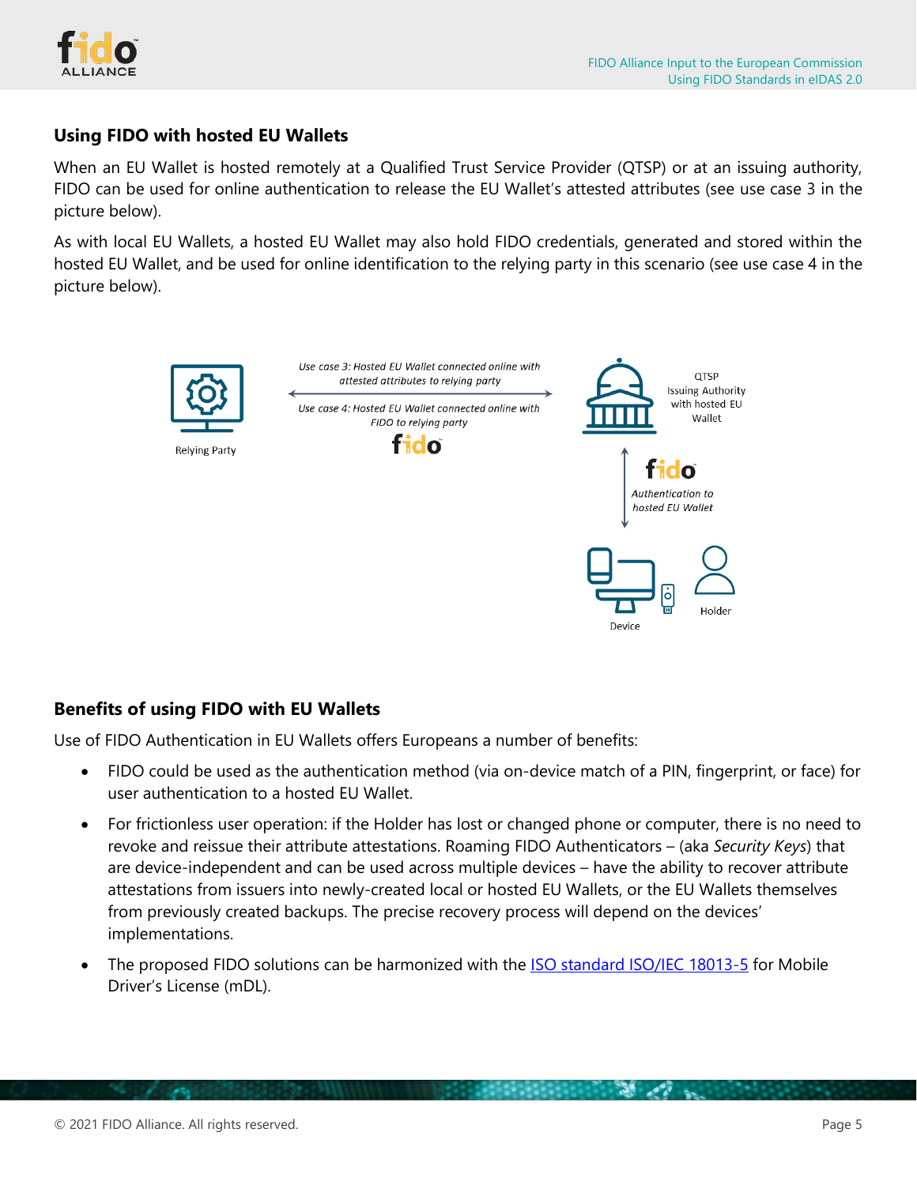## Using FIDO with hosted EU Wallets

When an EU Wallet is hosted remotely at a Qualified Trust Service Provider (QTSP) or at an issuing authority, FIDO can be used for online authentication to release the EU Wallet's attested attributes (see use case 3 in the picture below).

As with local EU Wallets, a hosted EU Wallet may also hold FIDO credentials, generated and stored within the hosted EU Wallet, and be used for online identification to the relying party in this scenario (see use case 4 in the picture below).

Relying Party

*Use case 3: Hosted EU Wallet connected online with attested attributes to relying party*

*Use case 4: Hosted EU Wallet connected online with FIDO to relying party*

QTSP Issuing Authority with hosted EU Wallet

*Authentication to hosted EU Wallet*

Device

Holder

## Benefits of using FIDO with EU Wallets

Use of FIDO Authentication in EU Wallets offers Europeans a number of benefits:

- FIDO could be used as the authentication method (via on-device match of a PIN, fingerprint, or face) for user authentication to a hosted EU Wallet.
- For frictionless user operation: if the Holder has lost or changed phone or computer, there is no need to revoke and reissue their attribute attestations. Roaming FIDO Authenticators – (aka *Security Keys*) that are device-independent and can be used across multiple devices – have the ability to recover attribute attestations from issuers into newly-created local or hosted EU Wallets, or the EU Wallets themselves from previously created backups. The precise recovery process will depend on the devices' implementations.
- The proposed FIDO solutions can be harmonized with the ISO standard ISO/IEC 18013-5 for Mobile Driver's License (mDL).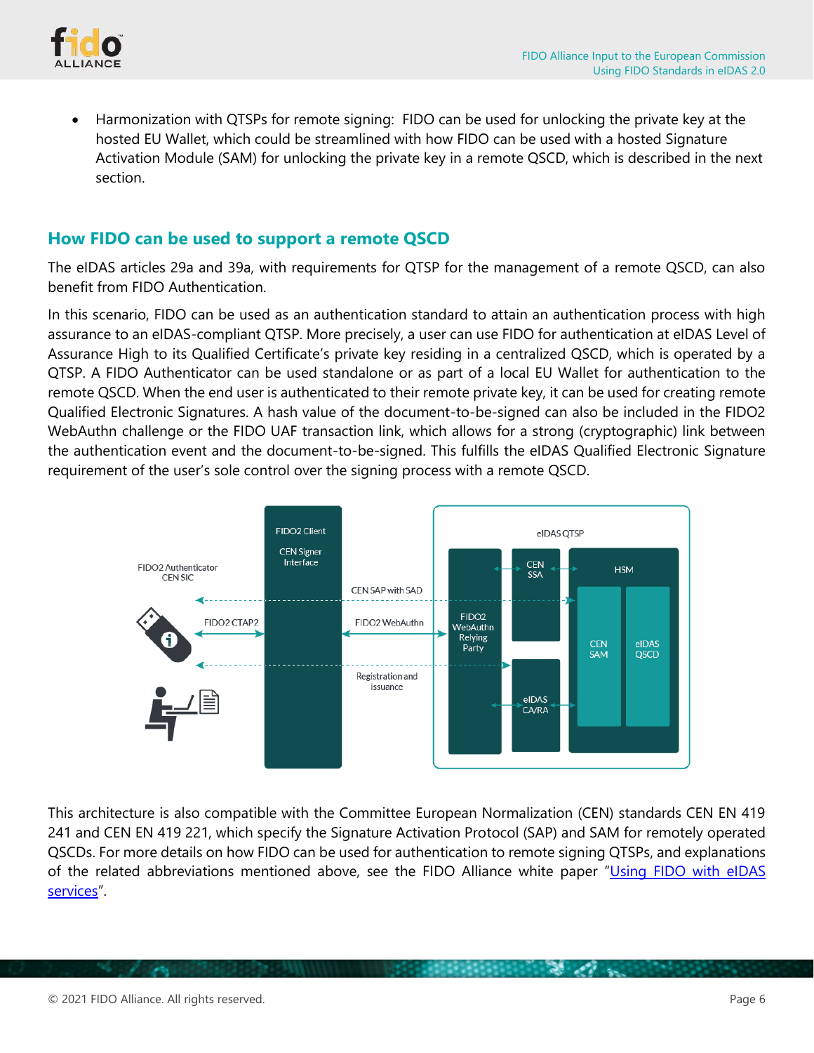- Harmonization with QTSPs for remote signing: FIDO can be used for unlocking the private key at the hosted EU Wallet, which could be streamlined with how FIDO can be used with a hosted Signature Activation Module (SAM) for unlocking the private key in a remote QSCD, which is described in the next section.

## How FIDO can be used to support a remote QSCD

The eIDAS articles 29a and 39a, with requirements for QTSP for the management of a remote QSCD, can also benefit from FIDO Authentication.

In this scenario, FIDO can be used as an authentication standard to attain an authentication process with high assurance to an eIDAS-compliant QTSP. More precisely, a user can use FIDO for authentication at eIDAS Level of Assurance High to its Qualified Certificate's private key residing in a centralized QSCD, which is operated by a QTSP. A FIDO Authenticator can be used standalone or as part of a local EU Wallet for authentication to the remote QSCD. When the end user is authenticated to their remote private key, it can be used for creating remote Qualified Electronic Signatures. A hash value of the document-to-be-signed can also be included in the FIDO2 WebAuthn challenge or the FIDO UAF transaction link, which allows for a strong (cryptographic) link between the authentication event and the document-to-be-signed. This fulfills the eIDAS Qualified Electronic Signature requirement of the user's sole control over the signing process with a remote QSCD.

This architecture is also compatible with the Committee European Normalization (CEN) standards CEN EN 419 241 and CEN EN 419 221, which specify the Signature Activation Protocol (SAP) and SAM for remotely operated QSCDs. For more details on how FIDO can be used for authentication to remote signing QTSPs, and explanations of the related abbreviations mentioned above, see the FIDO Alliance white paper "Using FIDO with eIDAS services".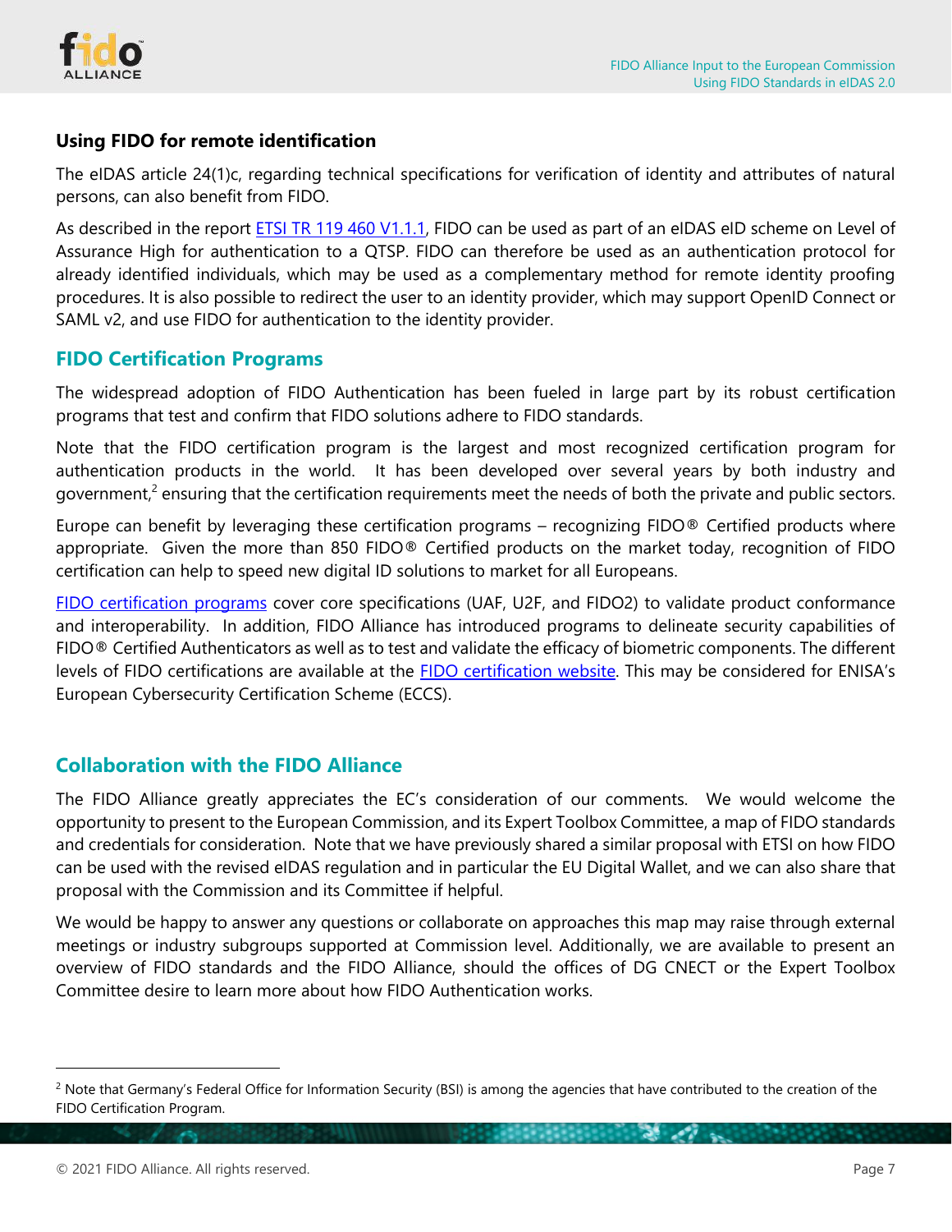### Using FIDO for remote identification

The eIDAS article 24(1)c, regarding technical specifications for verification of identity and attributes of natural persons, can also benefit from FIDO.

As described in the report ETSI TR 119 460 V1.1.1, FIDO can be used as part of an eIDAS eID scheme on Level of Assurance High for authentication to a QTSP. FIDO can therefore be used as an authentication protocol for already identified individuals, which may be used as a complementary method for remote identity proofing procedures. It is also possible to redirect the user to an identity provider, which may support OpenID Connect or SAML v2, and use FIDO for authentication to the identity provider.

## FIDO Certification Programs

The widespread adoption of FIDO Authentication has been fueled in large part by its robust certification programs that test and confirm that FIDO solutions adhere to FIDO standards.

Note that the FIDO certification program is the largest and most recognized certification program for authentication products in the world. It has been developed over several years by both industry and government,[2] ensuring that the certification requirements meet the needs of both the private and public sectors.

Europe can benefit by leveraging these certification programs – recognizing FIDO® Certified products where appropriate. Given the more than 850 FIDO® Certified products on the market today, recognition of FIDO certification can help to speed new digital ID solutions to market for all Europeans.

FIDO certification programs cover core specifications (UAF, U2F, and FIDO2) to validate product conformance and interoperability. In addition, FIDO Alliance has introduced programs to delineate security capabilities of FIDO® Certified Authenticators as well as to test and validate the efficacy of biometric components. The different levels of FIDO certifications are available at the FIDO certification website. This may be considered for ENISA's European Cybersecurity Certification Scheme (ECCS).

## Collaboration with the FIDO Alliance

The FIDO Alliance greatly appreciates the EC's consideration of our comments. We would welcome the opportunity to present to the European Commission, and its Expert Toolbox Committee, a map of FIDO standards and credentials for consideration. Note that we have previously shared a similar proposal with ETSI on how FIDO can be used with the revised eIDAS regulation and in particular the EU Digital Wallet, and we can also share that proposal with the Commission and its Committee if helpful.

We would be happy to answer any questions or collaborate on approaches this map may raise through external meetings or industry subgroups supported at Commission level. Additionally, we are available to present an overview of FIDO standards and the FIDO Alliance, should the offices of DG CNECT or the Expert Toolbox Committee desire to learn more about how FIDO Authentication works.

---

[2] Note that Germany's Federal Office for Information Security (BSI) is among the agencies that have contributed to the creation of the FIDO Certification Program.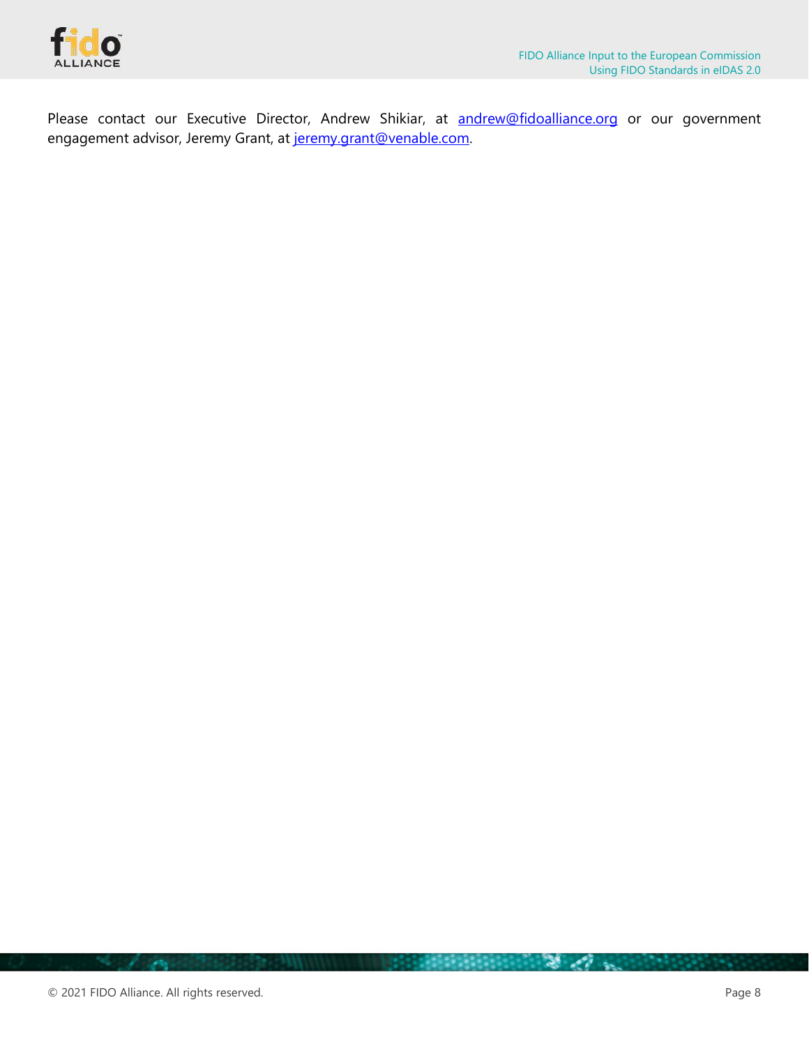Please contact our Executive Director, Andrew Shikiar, at andrew@fidoalliance.org or our government engagement advisor, Jeremy Grant, at jeremy.grant@venable.com.